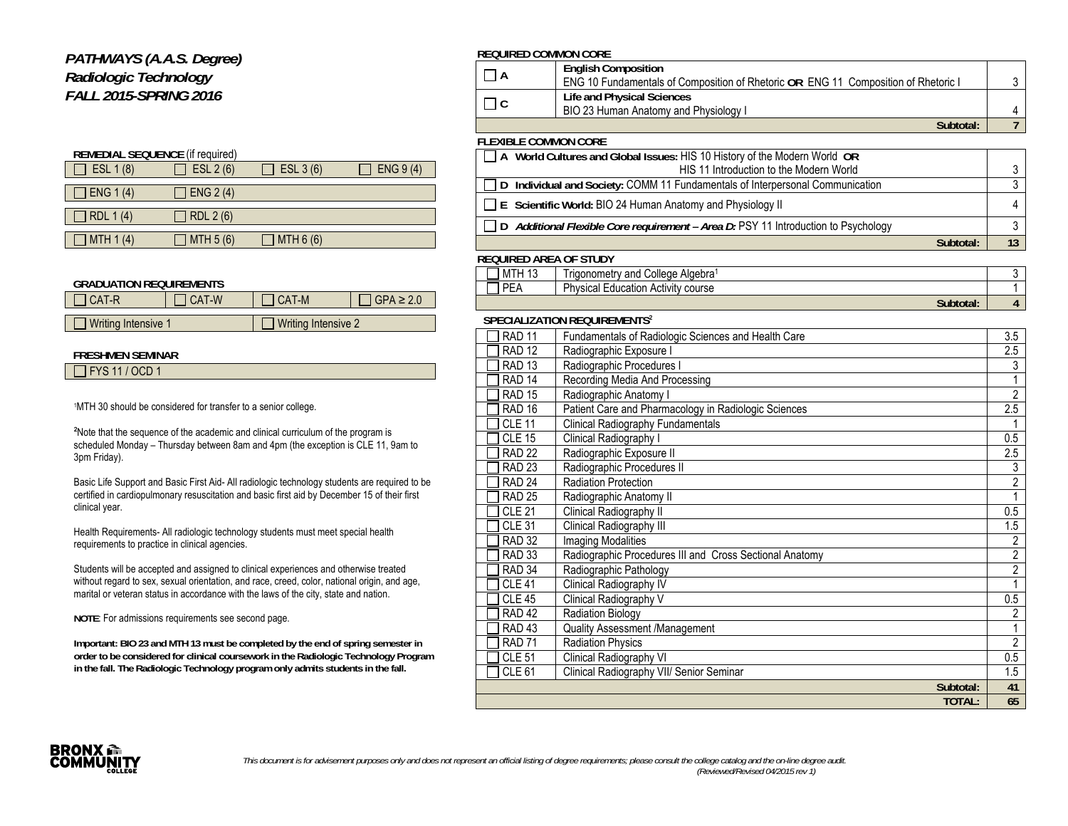# *PATHWAYS (A.A.S. Degree)*
# *Radiologic Technology*
# *FALL 2015-SPRING 2016*

**REMEDIAL SEQUENCE** (if required)

| | | | |
|---|---|---|---|
| ☐ ESL 1 (8) | ☐ ESL 2 (6) | ☐ ESL 3 (6) | ☐ ENG 9 (4) |
| ☐ ENG 1 (4) | ☐ ENG 2 (4) | | |
| ☐ RDL 1 (4) | ☐ RDL 2 (6) | | |
| ☐ MTH 1 (4) | ☐ MTH 5 (6) | ☐ MTH 6 (6) | |

**GRADUATION REQUIREMENTS**

| | | | |
|---|---|---|---|
| ☐ CAT-R | ☐ CAT-W | ☐ CAT-M | ☐ GPA ≥ 2.0 |
| ☐ Writing Intensive 1 | | ☐ Writing Intensive 2 | |

**FRESHMEN SEMINAR**

☐ FYS 11 / OCD 1

[1]MTH 30 should be considered for transfer to a senior college.

[2]Note that the sequence of the academic and clinical curriculum of the program is scheduled Monday – Thursday between 8am and 4pm (the exception is CLE 11, 9am to 3pm Friday).

Basic Life Support and Basic First Aid- All radiologic technology students are required to be certified in cardiopulmonary resuscitation and basic first aid by December 15 of their first clinical year.

Health Requirements- All radiologic technology students must meet special health requirements to practice in clinical agencies.

Students will be accepted and assigned to clinical experiences and otherwise treated without regard to sex, sexual orientation, and race, creed, color, national origin, and age, marital or veteran status in accordance with the laws of the city, state and nation.

**NOTE**: For admissions requirements see second page.

**Important: BIO 23 and MTH 13 must be completed by the end of spring semester in order to be considered for clinical coursework in the Radiologic Technology Program in the fall. The Radiologic Technology program only admits students in the fall.**

**REQUIRED COMMON CORE**

| | | |
|---|---|---|
| ☐ **A** | **English Composition** ENG 10 Fundamentals of Composition of Rhetoric **OR** ENG 11 Composition of Rhetoric I | 3 |
| ☐ **C** | **Life and Physical Sciences** BIO 23 Human Anatomy and Physiology I | 4 |
| | **Subtotal:** | **7** |

**FLEXIBLE COMMON CORE**

| | |
|---|---|
| ☐ **A World Cultures and Global Issues:** HIS 10 History of the Modern World **OR** HIS 11 Introduction to the Modern World | 3 |
| ☐ **D Individual and Society:** COMM 11 Fundamentals of Interpersonal Communication | 3 |
| ☐ **E Scientific World:** BIO 24 Human Anatomy and Physiology II | 4 |
| ☐ **D** ***Additional Flexible Core requirement – Area D:*** PSY 11 Introduction to Psychology | 3 |
| **Subtotal:** | **13** |

**REQUIRED AREA OF STUDY**

| | | |
|---|---|---|
| ☐ MTH 13 | Trigonometry and College Algebra[1] | 3 |
| ☐ PEA | Physical Education Activity course | 1 |
| | **Subtotal:** | **4** |

**SPECIALIZATION REQUIREMENTS**[2]

| | | |
|---|---|---|
| ☐ RAD 11 | Fundamentals of Radiologic Sciences and Health Care | 3.5 |
| ☐ RAD 12 | Radiographic Exposure I | 2.5 |
| ☐ RAD 13 | Radiographic Procedures I | 3 |
| ☐ RAD 14 | Recording Media And Processing | 1 |
| ☐ RAD 15 | Radiographic Anatomy I | 2 |
| ☐ RAD 16 | Patient Care and Pharmacology in Radiologic Sciences | 2.5 |
| ☐ CLE 11 | Clinical Radiography Fundamentals | 1 |
| ☐ CLE 15 | Clinical Radiography I | 0.5 |
| ☐ RAD 22 | Radiographic Exposure II | 2.5 |
| ☐ RAD 23 | Radiographic Procedures II | 3 |
| ☐ RAD 24 | Radiation Protection | 2 |
| ☐ RAD 25 | Radiographic Anatomy II | 1 |
| ☐ CLE 21 | Clinical Radiography II | 0.5 |
| ☐ CLE 31 | Clinical Radiography III | 1.5 |
| ☐ RAD 32 | Imaging Modalities | 2 |
| ☐ RAD 33 | Radiographic Procedures III and Cross Sectional Anatomy | 2 |
| ☐ RAD 34 | Radiographic Pathology | 2 |
| ☐ CLE 41 | Clinical Radiography IV | 1 |
| ☐ CLE 45 | Clinical Radiography V | 0.5 |
| ☐ RAD 42 | Radiation Biology | 2 |
| ☐ RAD 43 | Quality Assessment /Management | 1 |
| ☐ RAD 71 | Radiation Physics | 2 |
| ☐ CLE 51 | Clinical Radiography VI | 0.5 |
| ☐ CLE 61 | Clinical Radiography VII/ Senior Seminar | 1.5 |
| | **Subtotal:** | **41** |
| | **TOTAL:** | **65** |

*This document is for advisement purposes only and does not represent an official listing of degree requirements; please consult the college catalog and the on-line degree audit. (Reviewed/Revised 04/2015 rev 1)*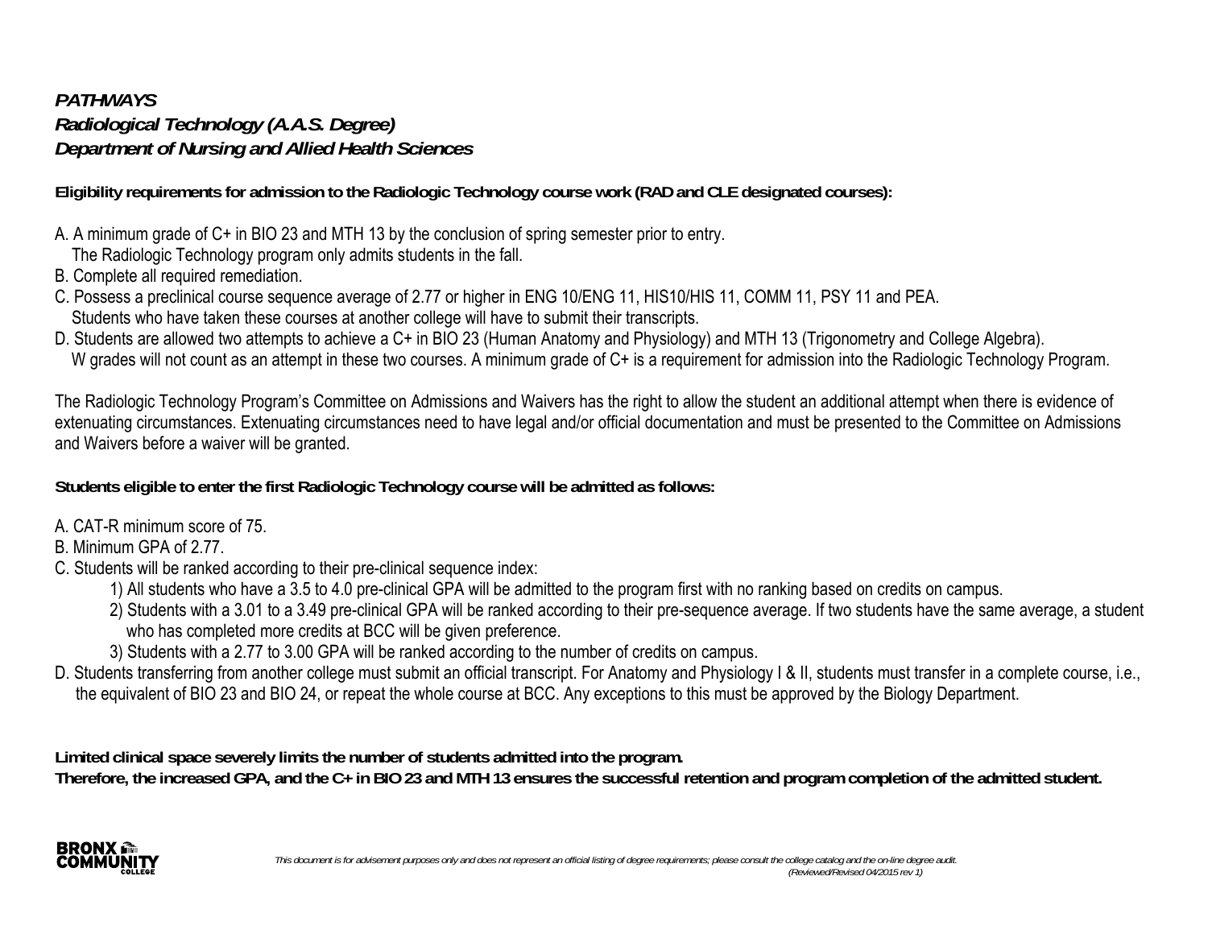***PATHWAYS***
***Radiological Technology (A.A.S. Degree)***
***Department of Nursing and Allied Health Sciences***

**Eligibility requirements for admission to the Radiologic Technology course work (RAD and CLE designated courses):**

A. A minimum grade of C+ in BIO 23 and MTH 13 by the conclusion of spring semester prior to entry.
The Radiologic Technology program only admits students in the fall.
B. Complete all required remediation.
C. Possess a preclinical course sequence average of 2.77 or higher in ENG 10/ENG 11, HIS10/HIS 11, COMM 11, PSY 11 and PEA.
Students who have taken these courses at another college will have to submit their transcripts.
D. Students are allowed two attempts to achieve a C+ in BIO 23 (Human Anatomy and Physiology) and MTH 13 (Trigonometry and College Algebra).
W grades will not count as an attempt in these two courses. A minimum grade of C+ is a requirement for admission into the Radiologic Technology Program.

The Radiologic Technology Program's Committee on Admissions and Waivers has the right to allow the student an additional attempt when there is evidence of extenuating circumstances. Extenuating circumstances need to have legal and/or official documentation and must be presented to the Committee on Admissions and Waivers before a waiver will be granted.

**Students eligible to enter the first Radiologic Technology course will be admitted as follows:**

A. CAT-R minimum score of 75.
B. Minimum GPA of 2.77.
C. Students will be ranked according to their pre-clinical sequence index:
  1) All students who have a 3.5 to 4.0 pre-clinical GPA will be admitted to the program first with no ranking based on credits on campus.
  2) Students with a 3.01 to a 3.49 pre-clinical GPA will be ranked according to their pre-sequence average. If two students have the same average, a student who has completed more credits at BCC will be given preference.
  3) Students with a 2.77 to 3.00 GPA will be ranked according to the number of credits on campus.
D. Students transferring from another college must submit an official transcript. For Anatomy and Physiology I & II, students must transfer in a complete course, i.e., the equivalent of BIO 23 and BIO 24, or repeat the whole course at BCC. Any exceptions to this must be approved by the Biology Department.

**Limited clinical space severely limits the number of students admitted into the program.**
**Therefore, the increased GPA, and the C+ in BIO 23 and MTH 13 ensures the successful retention and program completion of the admitted student.**

*This document is for advisement purposes only and does not represent an official listing of degree requirements; please consult the college catalog and the on-line degree audit.*
*(Reviewed/Revised 04/2015 rev 1)*